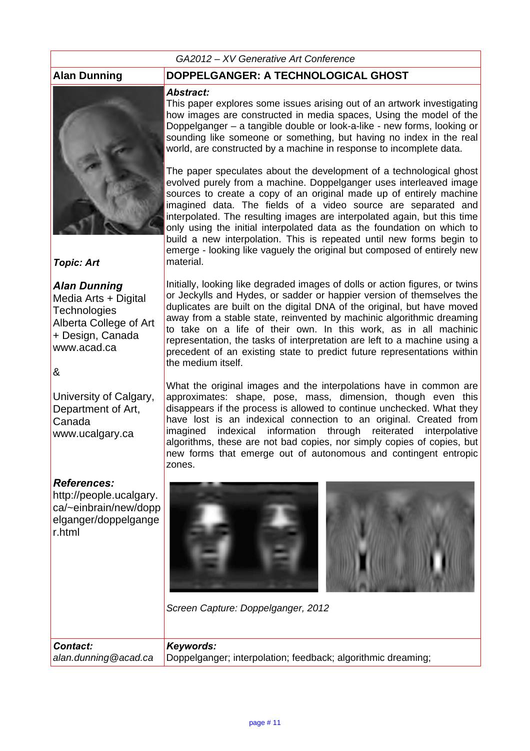GA2012 – XV Generative Art Conference

**Alan Dunning**

# DOPPELGANGER: A TECHNOLOGICAL GHOST

***Abstract:***

This paper explores some issues arising out of an artwork investigating how images are constructed in media spaces, Using the model of the Doppelganger – a tangible double or look-a-like - new forms, looking or sounding like someone or something, but having no index in the real world, are constructed by a machine in response to incomplete data.

The paper speculates about the development of a technological ghost evolved purely from a machine. Doppelganger uses interleaved image sources to create a copy of an original made up of entirely machine imagined data. The fields of a video source are separated and interpolated. The resulting images are interpolated again, but this time only using the initial interpolated data as the foundation on which to build a new interpolation. This is repeated until new forms begin to emerge - looking like vaguely the original but composed of entirely new material.

Initially, looking like degraded images of dolls or action figures, or twins or Jeckylls and Hydes, or sadder or happier version of themselves the duplicates are built on the digital DNA of the original, but have moved away from a stable state, reinvented by machinic algorithmic dreaming to take on a life of their own. In this work, as in all machinic representation, the tasks of interpretation are left to a machine using a precedent of an existing state to predict future representations within the medium itself.

What the original images and the interpolations have in common are approximates: shape, pose, mass, dimension, though even this disappears if the process is allowed to continue unchecked. What they have lost is an indexical connection to an original. Created from imagined indexical information through reiterated interpolative algorithms, these are not bad copies, nor simply copies of copies, but new forms that emerge out of autonomous and contingent entropic zones.

*Screen Capture: Doppelganger, 2012*

***Topic: Art***

***Alan Dunning***

Media Arts + Digital Technologies
Alberta College of Art + Design, Canada
www.acad.ca

&

University of Calgary, Department of Art, Canada
www.ucalgary.ca

***References:***

http://people.ucalgary.ca/~einbrain/new/doppelganger/doppelganger.html

***Contact:***
*alan.dunning@acad.ca*

***Keywords:***
Doppelganger; interpolation; feedback; algorithmic dreaming;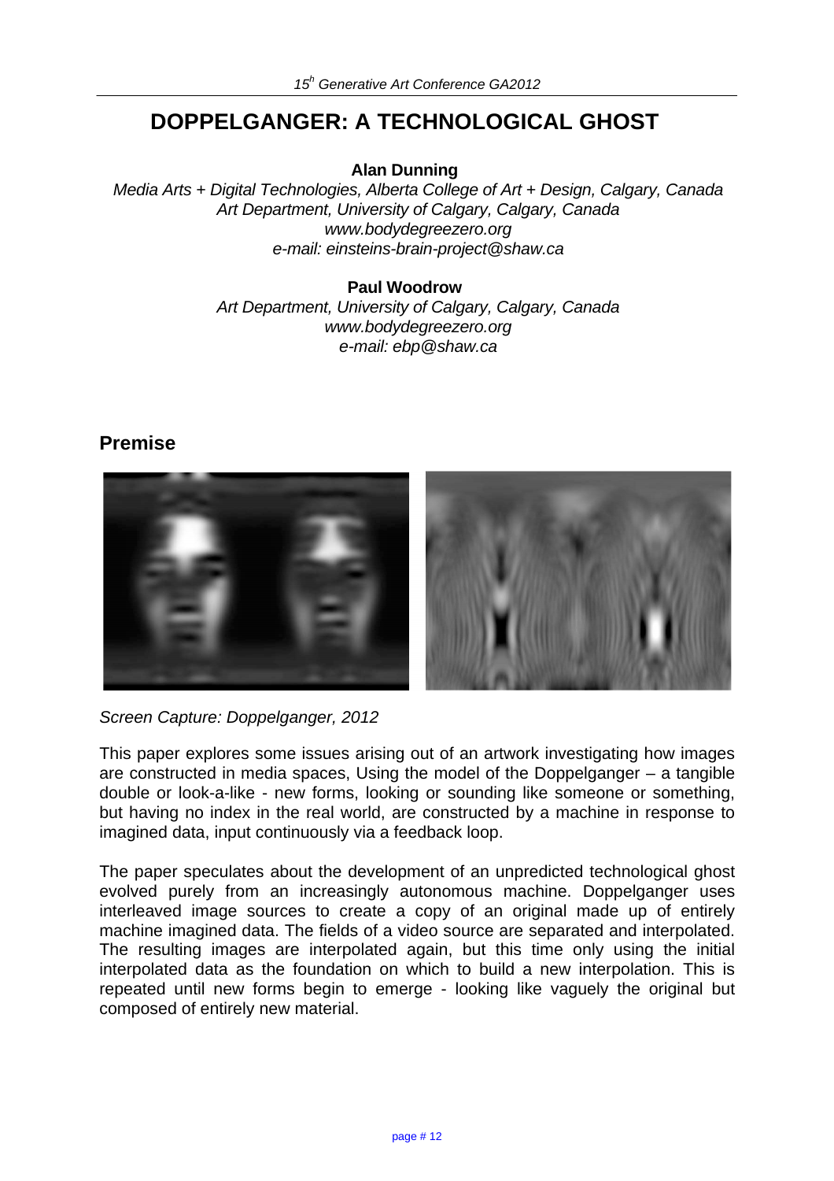# DOPPELGANGER: A TECHNOLOGICAL GHOST

**Alan Dunning**

*Media Arts + Digital Technologies, Alberta College of Art + Design, Calgary, Canada*
*Art Department, University of Calgary, Calgary, Canada*
*www.bodydegreezero.org*
*e-mail: einsteins-brain-project@shaw.ca*

**Paul Woodrow**

*Art Department, University of Calgary, Calgary, Canada*
*www.bodydegreezero.org*
*e-mail: ebp@shaw.ca*

## Premise

*Screen Capture: Doppelganger, 2012*

This paper explores some issues arising out of an artwork investigating how images are constructed in media spaces, Using the model of the Doppelganger – a tangible double or look-a-like - new forms, looking or sounding like someone or something, but having no index in the real world, are constructed by a machine in response to imagined data, input continuously via a feedback loop.

The paper speculates about the development of an unpredicted technological ghost evolved purely from an increasingly autonomous machine. Doppelganger uses interleaved image sources to create a copy of an original made up of entirely machine imagined data. The fields of a video source are separated and interpolated. The resulting images are interpolated again, but this time only using the initial interpolated data as the foundation on which to build a new interpolation. This is repeated until new forms begin to emerge - looking like vaguely the original but composed of entirely new material.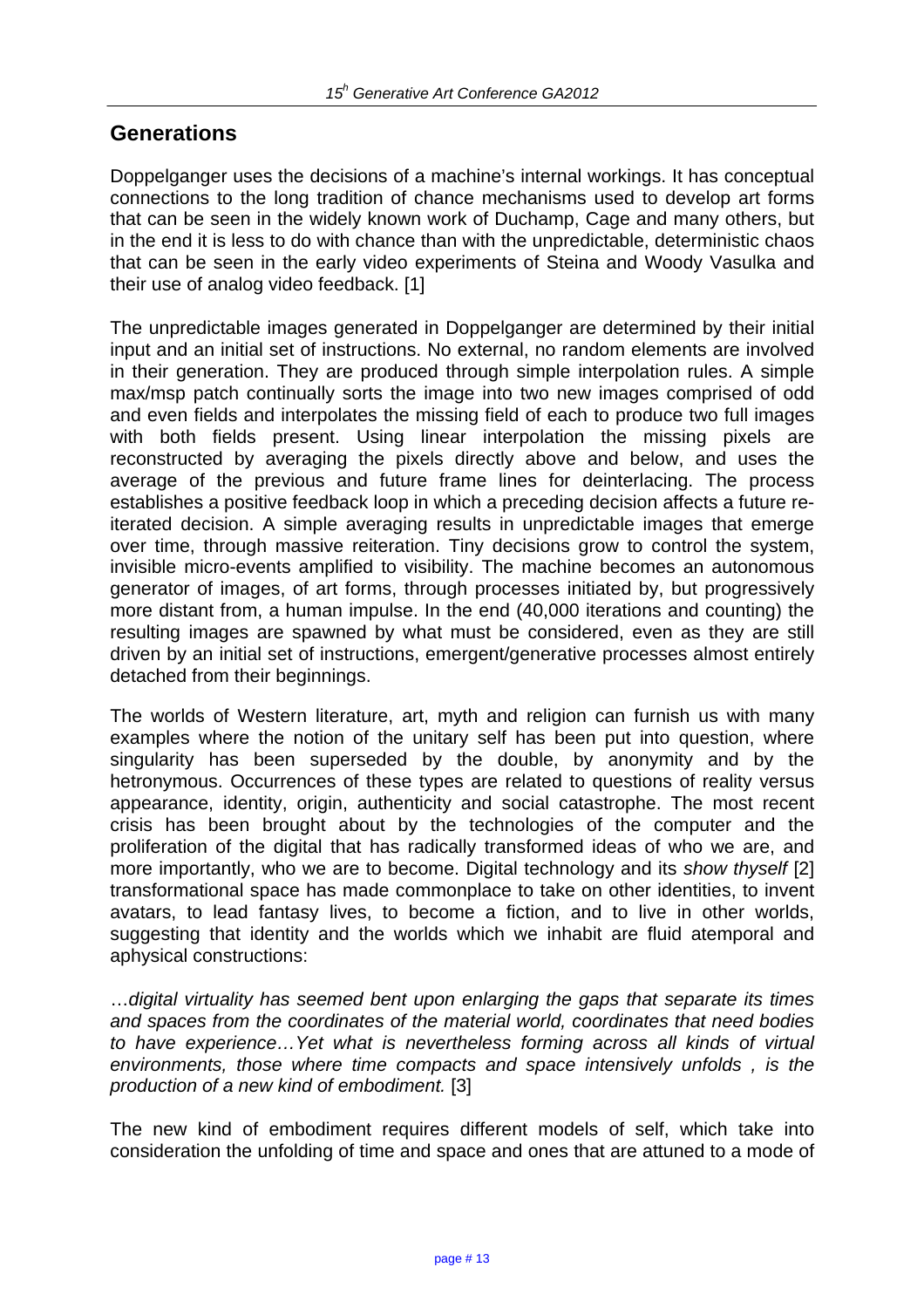## Generations

Doppelganger uses the decisions of a machine's internal workings. It has conceptual connections to the long tradition of chance mechanisms used to develop art forms that can be seen in the widely known work of Duchamp, Cage and many others, but in the end it is less to do with chance than with the unpredictable, deterministic chaos that can be seen in the early video experiments of Steina and Woody Vasulka and their use of analog video feedback. [1]

The unpredictable images generated in Doppelganger are determined by their initial input and an initial set of instructions. No external, no random elements are involved in their generation. They are produced through simple interpolation rules. A simple max/msp patch continually sorts the image into two new images comprised of odd and even fields and interpolates the missing field of each to produce two full images with both fields present. Using linear interpolation the missing pixels are reconstructed by averaging the pixels directly above and below, and uses the average of the previous and future frame lines for deinterlacing. The process establishes a positive feedback loop in which a preceding decision affects a future re-iterated decision. A simple averaging results in unpredictable images that emerge over time, through massive reiteration. Tiny decisions grow to control the system, invisible micro-events amplified to visibility. The machine becomes an autonomous generator of images, of art forms, through processes initiated by, but progressively more distant from, a human impulse. In the end (40,000 iterations and counting) the resulting images are spawned by what must be considered, even as they are still driven by an initial set of instructions, emergent/generative processes almost entirely detached from their beginnings.

The worlds of Western literature, art, myth and religion can furnish us with many examples where the notion of the unitary self has been put into question, where singularity has been superseded by the double, by anonymity and by the hetronymous. Occurrences of these types are related to questions of reality versus appearance, identity, origin, authenticity and social catastrophe. The most recent crisis has been brought about by the technologies of the computer and the proliferation of the digital that has radically transformed ideas of who we are, and more importantly, who we are to become. Digital technology and its *show thyself* [2] transformational space has made commonplace to take on other identities, to invent avatars, to lead fantasy lives, to become a fiction, and to live in other worlds, suggesting that identity and the worlds which we inhabit are fluid atemporal and aphysical constructions:

*…digital virtuality has seemed bent upon enlarging the gaps that separate its times and spaces from the coordinates of the material world, coordinates that need bodies to have experience…Yet what is nevertheless forming across all kinds of virtual environments, those where time compacts and space intensively unfolds , is the production of a new kind of embodiment.* [3]

The new kind of embodiment requires different models of self, which take into consideration the unfolding of time and space and ones that are attuned to a mode of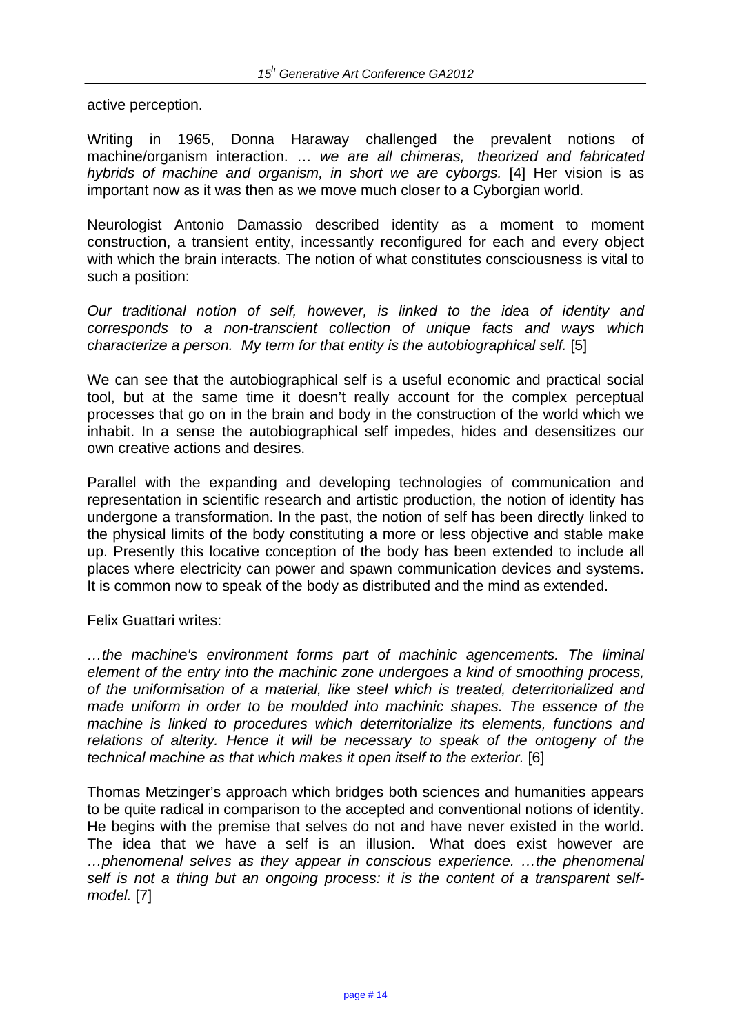active perception.

Writing in 1965, Donna Haraway challenged the prevalent notions of machine/organism interaction. … *we are all chimeras, theorized and fabricated hybrids of machine and organism, in short we are cyborgs.* [4] Her vision is as important now as it was then as we move much closer to a Cyborgian world.

Neurologist Antonio Damassio described identity as a moment to moment construction, a transient entity, incessantly reconfigured for each and every object with which the brain interacts. The notion of what constitutes consciousness is vital to such a position:

*Our traditional notion of self, however, is linked to the idea of identity and corresponds to a non-transcient collection of unique facts and ways which characterize a person. My term for that entity is the autobiographical self.* [5]

We can see that the autobiographical self is a useful economic and practical social tool, but at the same time it doesn't really account for the complex perceptual processes that go on in the brain and body in the construction of the world which we inhabit. In a sense the autobiographical self impedes, hides and desensitizes our own creative actions and desires.

Parallel with the expanding and developing technologies of communication and representation in scientific research and artistic production, the notion of identity has undergone a transformation. In the past, the notion of self has been directly linked to the physical limits of the body constituting a more or less objective and stable make up. Presently this locative conception of the body has been extended to include all places where electricity can power and spawn communication devices and systems. It is common now to speak of the body as distributed and the mind as extended.

Felix Guattari writes:

*…the machine's environment forms part of machinic agencements. The liminal element of the entry into the machinic zone undergoes a kind of smoothing process, of the uniformisation of a material, like steel which is treated, deterritorialized and made uniform in order to be moulded into machinic shapes. The essence of the machine is linked to procedures which deterritorialize its elements, functions and relations of alterity. Hence it will be necessary to speak of the ontogeny of the technical machine as that which makes it open itself to the exterior.* [6]

Thomas Metzinger's approach which bridges both sciences and humanities appears to be quite radical in comparison to the accepted and conventional notions of identity. He begins with the premise that selves do not and have never existed in the world. The idea that we have a self is an illusion. What does exist however are *…phenomenal selves as they appear in conscious experience. …the phenomenal self is not a thing but an ongoing process: it is the content of a transparent self-model.* [7]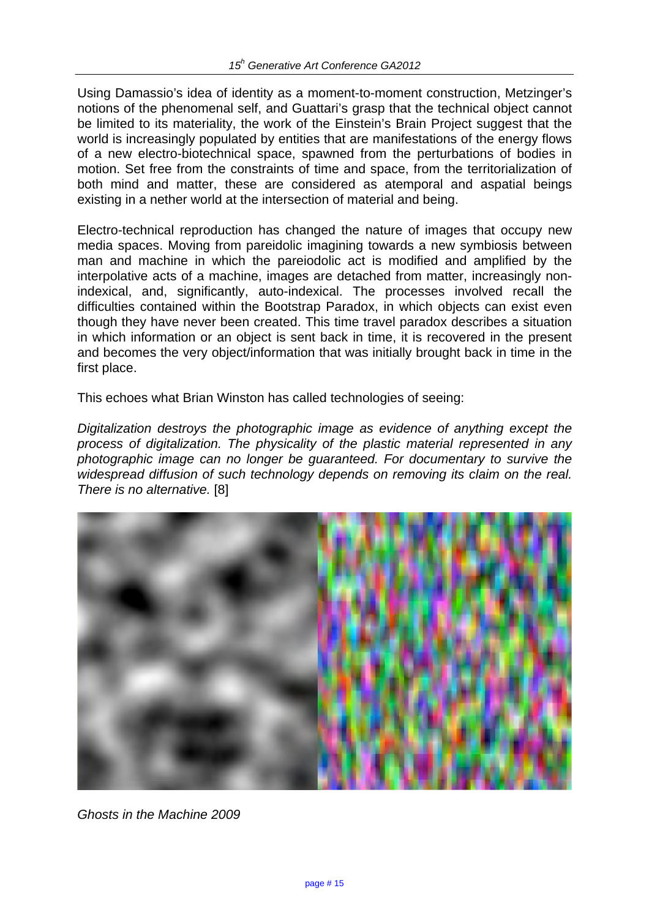Using Damassio's idea of identity as a moment-to-moment construction, Metzinger's notions of the phenomenal self, and Guattari's grasp that the technical object cannot be limited to its materiality, the work of the Einstein's Brain Project suggest that the world is increasingly populated by entities that are manifestations of the energy flows of a new electro-biotechnical space, spawned from the perturbations of bodies in motion. Set free from the constraints of time and space, from the territorialization of both mind and matter, these are considered as atemporal and aspatial beings existing in a nether world at the intersection of material and being.

Electro-technical reproduction has changed the nature of images that occupy new media spaces. Moving from pareidolic imagining towards a new symbiosis between man and machine in which the pareiodolic act is modified and amplified by the interpolative acts of a machine, images are detached from matter, increasingly non-indexical, and, significantly, auto-indexical. The processes involved recall the difficulties contained within the Bootstrap Paradox, in which objects can exist even though they have never been created. This time travel paradox describes a situation in which information or an object is sent back in time, it is recovered in the present and becomes the very object/information that was initially brought back in time in the first place.

This echoes what Brian Winston has called technologies of seeing:

*Digitalization destroys the photographic image as evidence of anything except the process of digitalization. The physicality of the plastic material represented in any photographic image can no longer be guaranteed. For documentary to survive the widespread diffusion of such technology depends on removing its claim on the real. There is no alternative.* [8]

*Ghosts in the Machine 2009*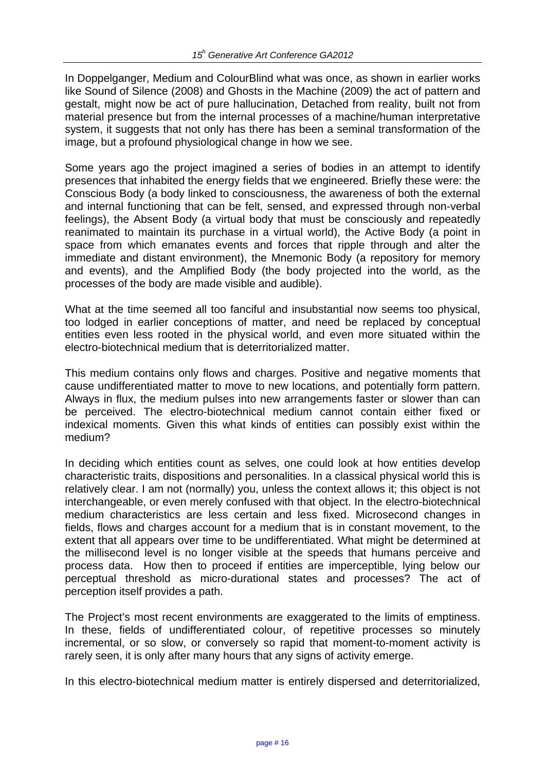In Doppelganger, Medium and ColourBlind what was once, as shown in earlier works like Sound of Silence (2008) and Ghosts in the Machine (2009) the act of pattern and gestalt, might now be act of pure hallucination, Detached from reality, built not from material presence but from the internal processes of a machine/human interpretative system, it suggests that not only has there has been a seminal transformation of the image, but a profound physiological change in how we see.

Some years ago the project imagined a series of bodies in an attempt to identify presences that inhabited the energy fields that we engineered. Briefly these were: the Conscious Body (a body linked to consciousness, the awareness of both the external and internal functioning that can be felt, sensed, and expressed through non-verbal feelings), the Absent Body (a virtual body that must be consciously and repeatedly reanimated to maintain its purchase in a virtual world), the Active Body (a point in space from which emanates events and forces that ripple through and alter the immediate and distant environment), the Mnemonic Body (a repository for memory and events), and the Amplified Body (the body projected into the world, as the processes of the body are made visible and audible).

What at the time seemed all too fanciful and insubstantial now seems too physical, too lodged in earlier conceptions of matter, and need be replaced by conceptual entities even less rooted in the physical world, and even more situated within the electro-biotechnical medium that is deterritorialized matter.

This medium contains only flows and charges. Positive and negative moments that cause undifferentiated matter to move to new locations, and potentially form pattern. Always in flux, the medium pulses into new arrangements faster or slower than can be perceived. The electro-biotechnical medium cannot contain either fixed or indexical moments. Given this what kinds of entities can possibly exist within the medium?

In deciding which entities count as selves, one could look at how entities develop characteristic traits, dispositions and personalities. In a classical physical world this is relatively clear. I am not (normally) you, unless the context allows it; this object is not interchangeable, or even merely confused with that object. In the electro-biotechnical medium characteristics are less certain and less fixed. Microsecond changes in fields, flows and charges account for a medium that is in constant movement, to the extent that all appears over time to be undifferentiated. What might be determined at the millisecond level is no longer visible at the speeds that humans perceive and process data. How then to proceed if entities are imperceptible, lying below our perceptual threshold as micro-durational states and processes? The act of perception itself provides a path.

The Project's most recent environments are exaggerated to the limits of emptiness. In these, fields of undifferentiated colour, of repetitive processes so minutely incremental, or so slow, or conversely so rapid that moment-to-moment activity is rarely seen, it is only after many hours that any signs of activity emerge.

In this electro-biotechnical medium matter is entirely dispersed and deterritorialized,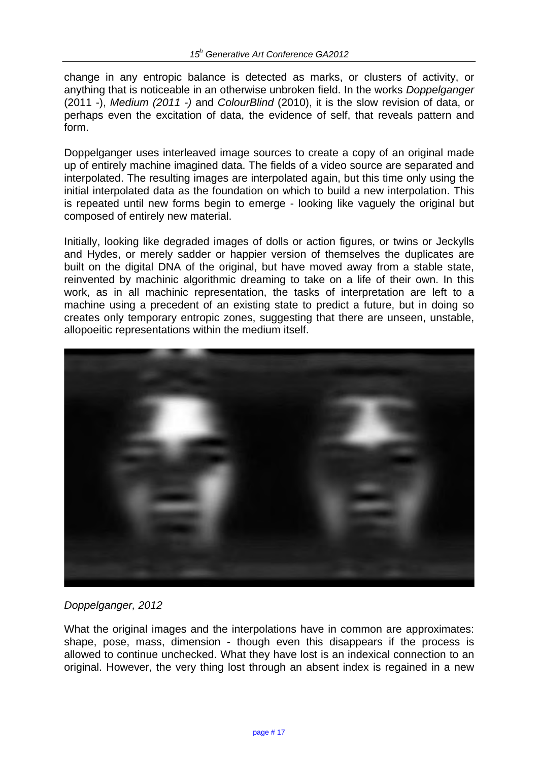change in any entropic balance is detected as marks, or clusters of activity, or anything that is noticeable in an otherwise unbroken field. In the works *Doppelganger* (2011 -), *Medium (2011 -)* and *ColourBlind* (2010), it is the slow revision of data, or perhaps even the excitation of data, the evidence of self, that reveals pattern and form.

Doppelganger uses interleaved image sources to create a copy of an original made up of entirely machine imagined data. The fields of a video source are separated and interpolated. The resulting images are interpolated again, but this time only using the initial interpolated data as the foundation on which to build a new interpolation. This is repeated until new forms begin to emerge - looking like vaguely the original but composed of entirely new material.

Initially, looking like degraded images of dolls or action figures, or twins or Jeckylls and Hydes, or merely sadder or happier version of themselves the duplicates are built on the digital DNA of the original, but have moved away from a stable state, reinvented by machinic algorithmic dreaming to take on a life of their own. In this work, as in all machinic representation, the tasks of interpretation are left to a machine using a precedent of an existing state to predict a future, but in doing so creates only temporary entropic zones, suggesting that there are unseen, unstable, allopoeitic representations within the medium itself.

*Doppelganger, 2012*

What the original images and the interpolations have in common are approximates: shape, pose, mass, dimension - though even this disappears if the process is allowed to continue unchecked. What they have lost is an indexical connection to an original. However, the very thing lost through an absent index is regained in a new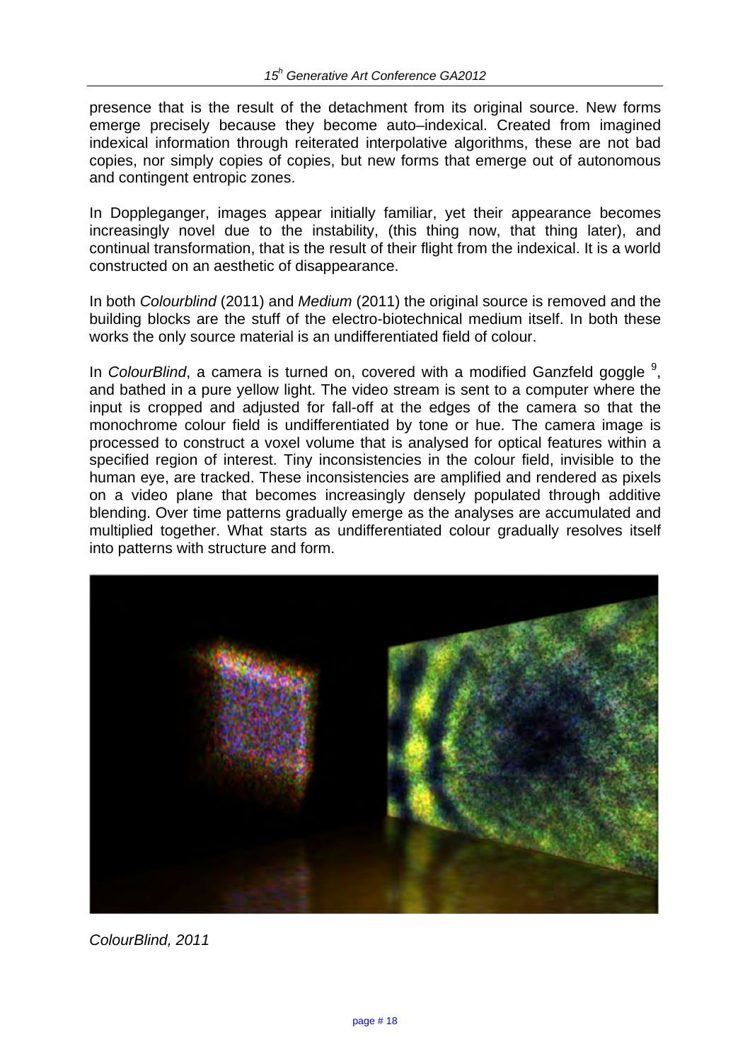presence that is the result of the detachment from its original source. New forms emerge precisely because they become auto–indexical. Created from imagined indexical information through reiterated interpolative algorithms, these are not bad copies, nor simply copies of copies, but new forms that emerge out of autonomous and contingent entropic zones.

In Doppleganger, images appear initially familiar, yet their appearance becomes increasingly novel due to the instability, (this thing now, that thing later), and continual transformation, that is the result of their flight from the indexical. It is a world constructed on an aesthetic of disappearance.

In both *Colourblind* (2011) and *Medium* (2011) the original source is removed and the building blocks are the stuff of the electro-biotechnical medium itself. In both these works the only source material is an undifferentiated field of colour.

In *ColourBlind*, a camera is turned on, covered with a modified Ganzfeld goggle [9], and bathed in a pure yellow light. The video stream is sent to a computer where the input is cropped and adjusted for fall-off at the edges of the camera so that the monochrome colour field is undifferentiated by tone or hue. The camera image is processed to construct a voxel volume that is analysed for optical features within a specified region of interest. Tiny inconsistencies in the colour field, invisible to the human eye, are tracked. These inconsistencies are amplified and rendered as pixels on a video plane that becomes increasingly densely populated through additive blending. Over time patterns gradually emerge as the analyses are accumulated and multiplied together. What starts as undifferentiated colour gradually resolves itself into patterns with structure and form.

*ColourBlind, 2011*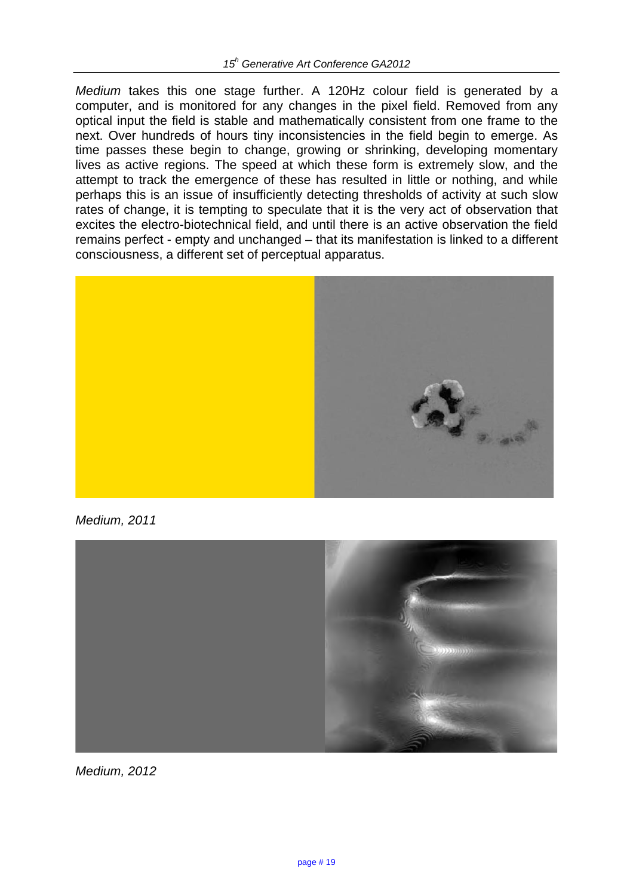*Medium* takes this one stage further. A 120Hz colour field is generated by a computer, and is monitored for any changes in the pixel field. Removed from any optical input the field is stable and mathematically consistent from one frame to the next. Over hundreds of hours tiny inconsistencies in the field begin to emerge. As time passes these begin to change, growing or shrinking, developing momentary lives as active regions. The speed at which these form is extremely slow, and the attempt to track the emergence of these has resulted in little or nothing, and while perhaps this is an issue of insufficiently detecting thresholds of activity at such slow rates of change, it is tempting to speculate that it is the very act of observation that excites the electro-biotechnical field, and until there is an active observation the field remains perfect - empty and unchanged – that its manifestation is linked to a different consciousness, a different set of perceptual apparatus.

*Medium, 2011*

*Medium, 2012*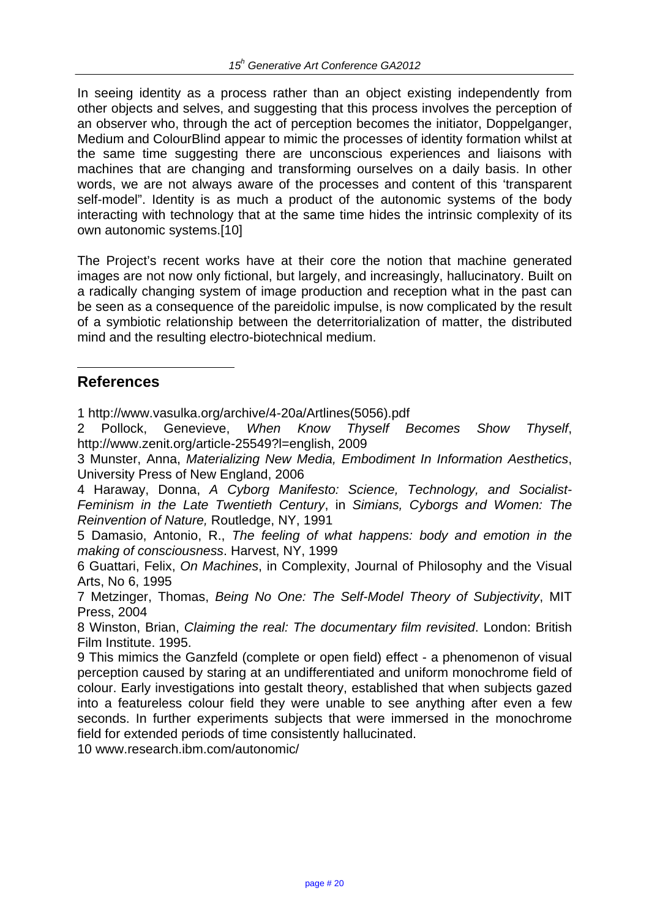In seeing identity as a process rather than an object existing independently from other objects and selves, and suggesting that this process involves the perception of an observer who, through the act of perception becomes the initiator, Doppelganger, Medium and ColourBlind appear to mimic the processes of identity formation whilst at the same time suggesting there are unconscious experiences and liaisons with machines that are changing and transforming ourselves on a daily basis. In other words, we are not always aware of the processes and content of this 'transparent self-model". Identity is as much a product of the autonomic systems of the body interacting with technology that at the same time hides the intrinsic complexity of its own autonomic systems.[10]

The Project's recent works have at their core the notion that machine generated images are not now only fictional, but largely, and increasingly, hallucinatory. Built on a radically changing system of image production and reception what in the past can be seen as a consequence of the pareidolic impulse, is now complicated by the result of a symbiotic relationship between the deterritorialization of matter, the distributed mind and the resulting electro-biotechnical medium.

## References

1 http://www.vasulka.org/archive/4-20a/Artlines(5056).pdf

2 Pollock, Genevieve, *When Know Thyself Becomes Show Thyself*, http://www.zenit.org/article-25549?l=english, 2009

3 Munster, Anna, *Materializing New Media, Embodiment In Information Aesthetics*, University Press of New England, 2006

4 Haraway, Donna, *A Cyborg Manifesto: Science, Technology, and Socialist-Feminism in the Late Twentieth Century*, in *Simians, Cyborgs and Women: The Reinvention of Nature,* Routledge, NY, 1991

5 Damasio, Antonio, R., *The feeling of what happens: body and emotion in the making of consciousness*. Harvest, NY, 1999

6 Guattari, Felix, *On Machines*, in Complexity, Journal of Philosophy and the Visual Arts, No 6, 1995

7 Metzinger, Thomas, *Being No One: The Self-Model Theory of Subjectivity*, MIT Press, 2004

8 Winston, Brian, *Claiming the real: The documentary film revisited*. London: British Film Institute. 1995.

9 This mimics the Ganzfeld (complete or open field) effect - a phenomenon of visual perception caused by staring at an undifferentiated and uniform monochrome field of colour. Early investigations into gestalt theory, established that when subjects gazed into a featureless colour field they were unable to see anything after even a few seconds. In further experiments subjects that were immersed in the monochrome field for extended periods of time consistently hallucinated.

10 www.research.ibm.com/autonomic/